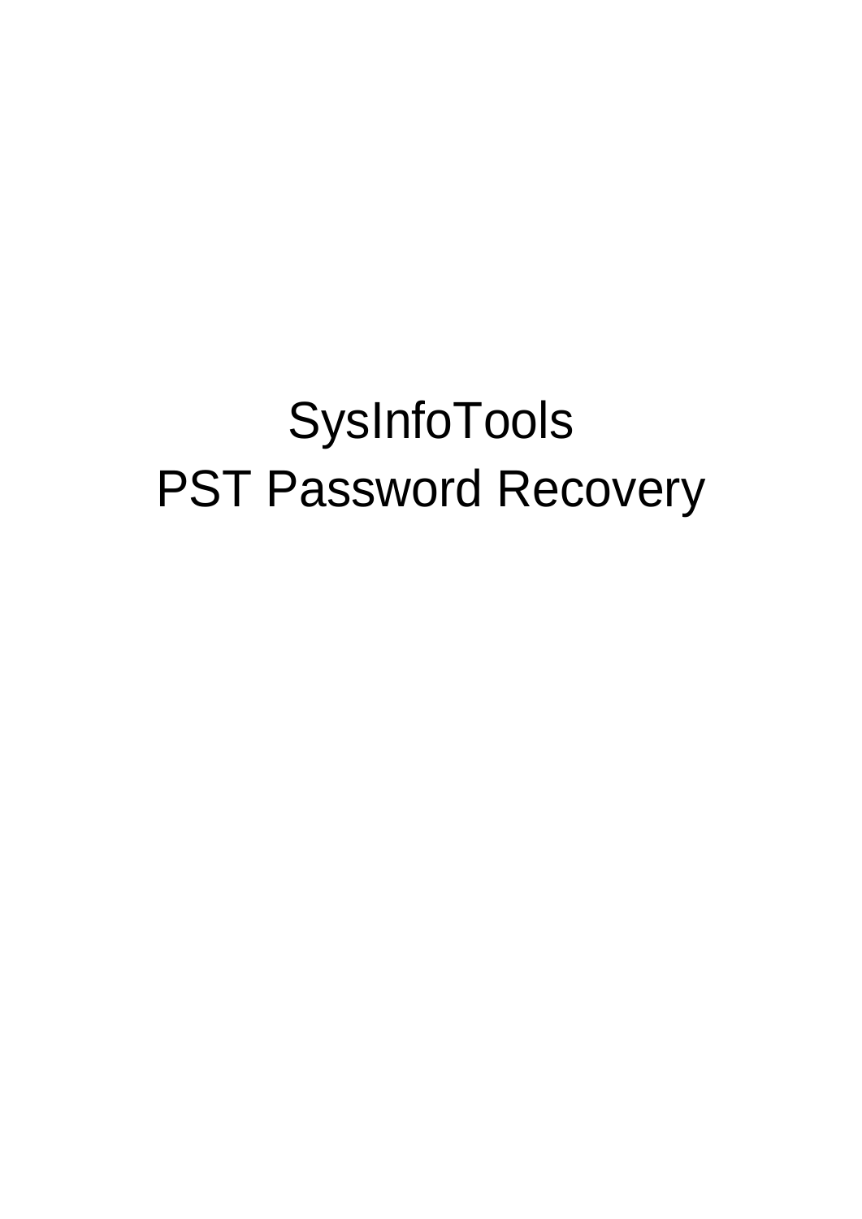# SysInfoTools
# PST Password Recovery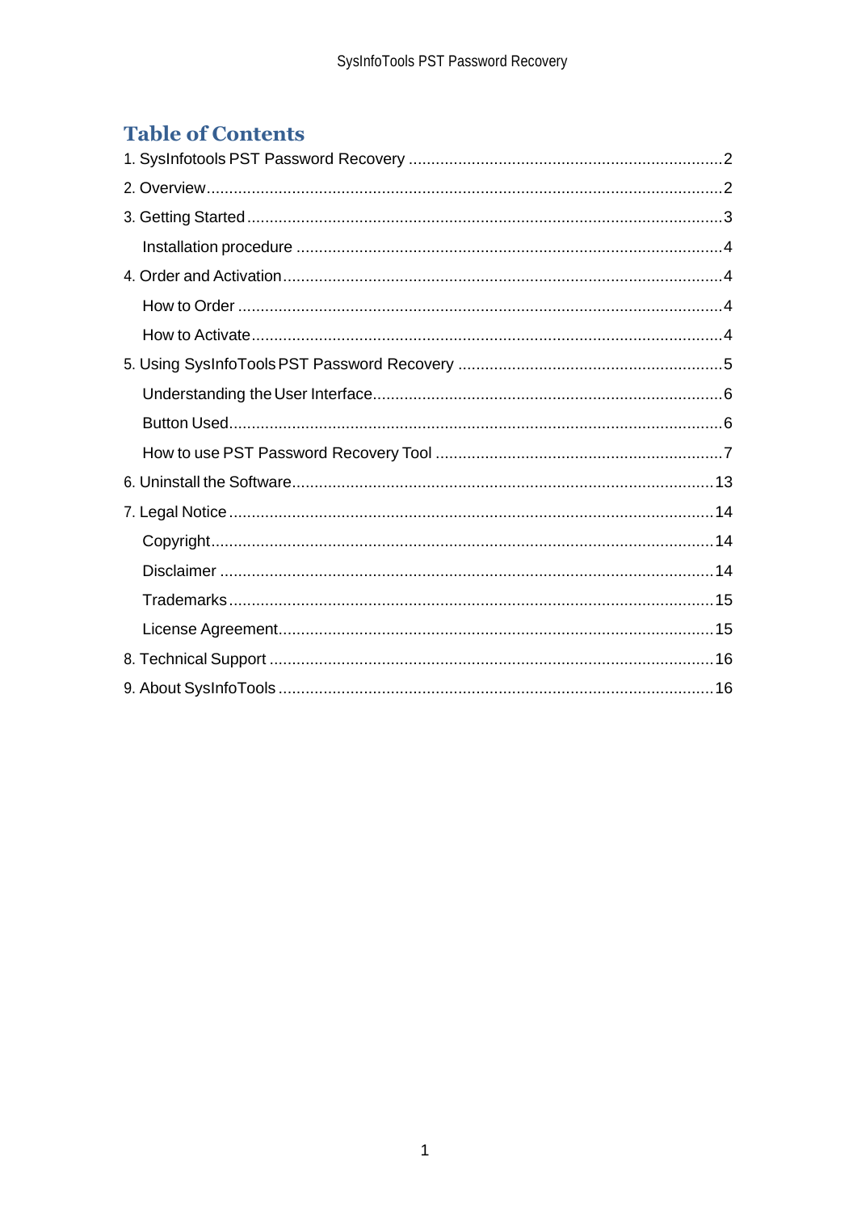# Table of Contents

1. SysInfotools PST Password Recovery ........................................................................2
2. Overview........................................................................................................................2
3. Getting Started..............................................................................................................3
    - Installation procedure ...............................................................................................4
4. Order and Activation.....................................................................................................4
    - How to Order ...........................................................................................................4
    - How to Activate.........................................................................................................4
5. Using SysInfoTools PST Password Recovery ..............................................................5
    - Understanding the User Interface.............................................................................6
    - Button Used...............................................................................................................6
    - How to use PST Password Recovery Tool ................................................................7
6. Uninstall the Software..................................................................................................13
7. Legal Notice .................................................................................................................14
    - Copyright..................................................................................................................14
    - Disclaimer ................................................................................................................14
    - Trademarks..............................................................................................................15
    - License Agreement...................................................................................................15
8. Technical Support ........................................................................................................16
9. About SysInfoTools ......................................................................................................16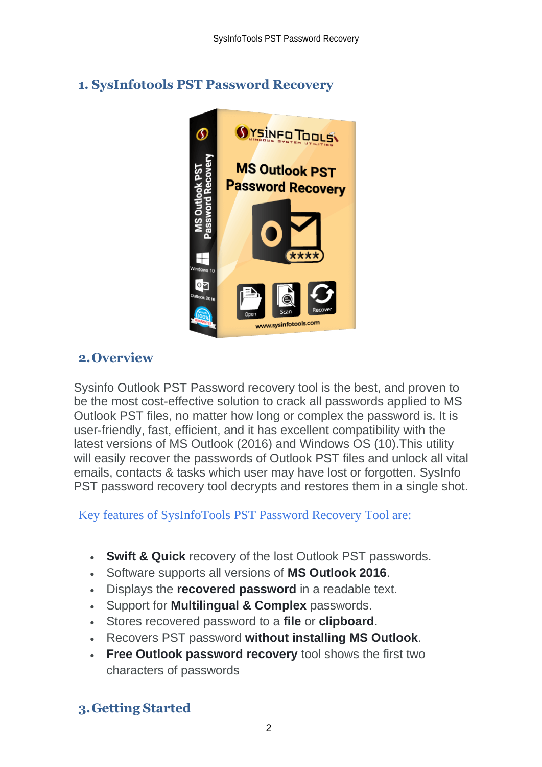## 1. SysInfotools PST Password Recovery

## 2. Overview

Sysinfo Outlook PST Password recovery tool is the best, and proven to be the most cost-effective solution to crack all passwords applied to MS Outlook PST files, no matter how long or complex the password is. It is user-friendly, fast, efficient, and it has excellent compatibility with the latest versions of MS Outlook (2016) and Windows OS (10).This utility will easily recover the passwords of Outlook PST files and unlock all vital emails, contacts & tasks which user may have lost or forgotten. SysInfo PST password recovery tool decrypts and restores them in a single shot.

Key features of SysInfoTools PST Password Recovery Tool are:

- **Swift & Quick** recovery of the lost Outlook PST passwords.
- Software supports all versions of **MS Outlook 2016**.
- Displays the **recovered password** in a readable text.
- Support for **Multilingual & Complex** passwords.
- Stores recovered password to a **file** or **clipboard**.
- Recovers PST password **without installing MS Outlook**.
- **Free Outlook password recovery** tool shows the first two characters of passwords

## 3. Getting Started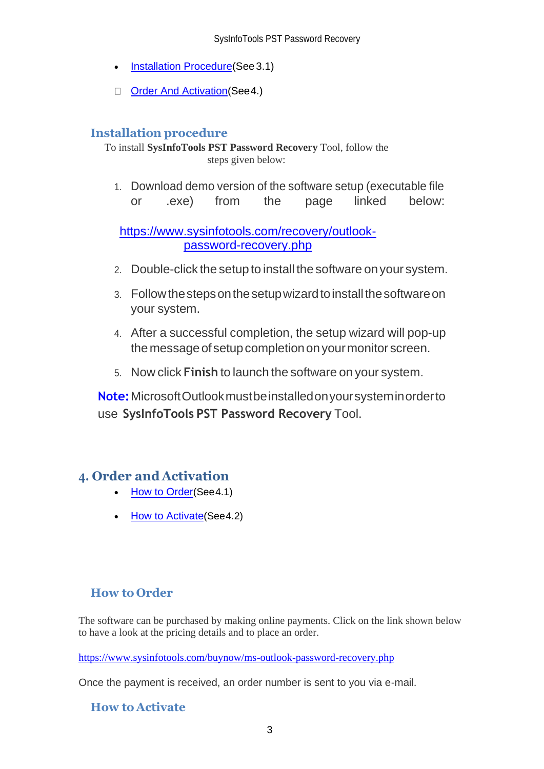- [Installation Procedure](#)(See 3.1)
- [Order And Activation](#)(See 4.)

### Installation procedure

To install **SysInfoTools PST Password Recovery** Tool, follow the steps given below:

1. Download demo version of the software setup (executable file or .exe) from the page linked below:

   [https://www.sysinfotools.com/recovery/outlook-password-recovery.php](https://www.sysinfotools.com/recovery/outlook-password-recovery.php)

2. Double-click the setup to install the software on your system.
3. Follow the steps on the setup wizard to install the software on your system.
4. After a successful completion, the setup wizard will pop-up the message of setup completion on your monitor screen.
5. Now click **Finish** to launch the software on your system.

**Note:** Microsoft Outlook must be installed on your system in order to use **SysInfoTools PST Password Recovery** Tool.

## 4. Order and Activation

- [How to Order](#)(See 4.1)
- [How to Activate](#)(See 4.2)

### How to Order

The software can be purchased by making online payments. Click on the link shown below to have a look at the pricing details and to place an order.

[https://www.sysinfotools.com/buynow/ms-outlook-password-recovery.php](https://www.sysinfotools.com/buynow/ms-outlook-password-recovery.php)

Once the payment is received, an order number is sent to you via e-mail.

### How to Activate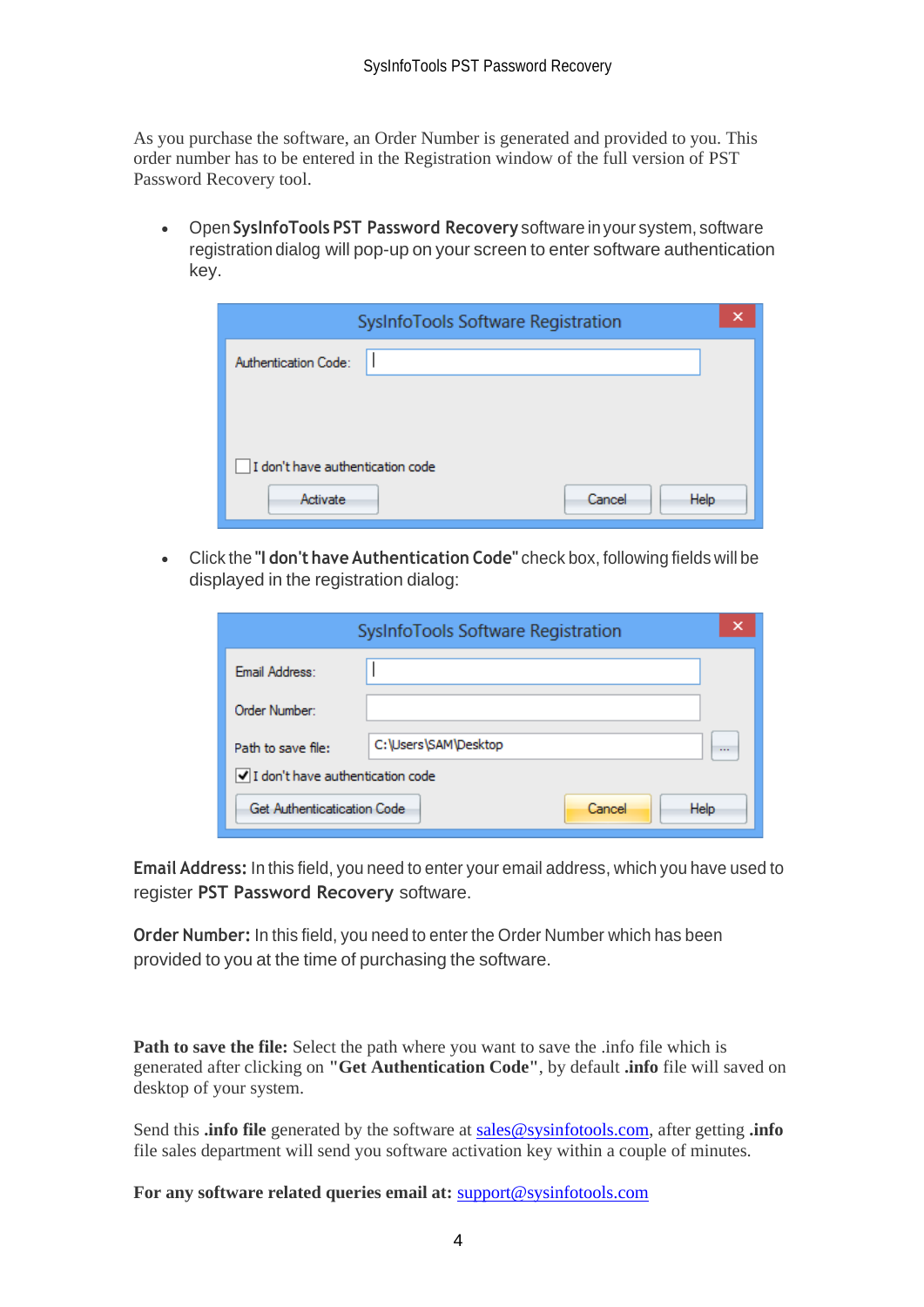As you purchase the software, an Order Number is generated and provided to you. This order number has to be entered in the Registration window of the full version of PST Password Recovery tool.

- Open **SysInfoTools PST Password Recovery** software in your system, software registration dialog will pop-up on your screen to enter software authentication key.

- Click the **"I don't have Authentication Code"** check box, following fields will be displayed in the registration dialog:

**Email Address:** In this field, you need to enter your email address, which you have used to register **PST Password Recovery** software.

**Order Number:** In this field, you need to enter the Order Number which has been provided to you at the time of purchasing the software.

**Path to save the file:** Select the path where you want to save the .info file which is generated after clicking on **"Get Authentication Code"**, by default **.info** file will saved on desktop of your system.

Send this **.info file** generated by the software at sales@sysinfotools.com, after getting **.info** file sales department will send you software activation key within a couple of minutes.

**For any software related queries email at:** support@sysinfotools.com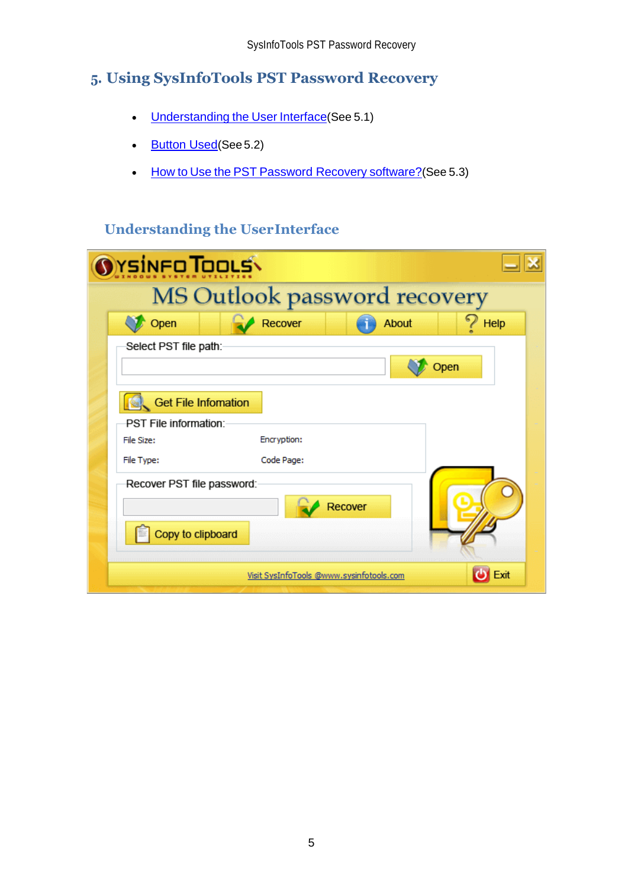## 5. Using SysInfoTools PST Password Recovery

- Understanding the User Interface(See 5.1)
- Button Used(See 5.2)
- How to Use the PST Password Recovery software?(See 5.3)

### Understanding the UserInterface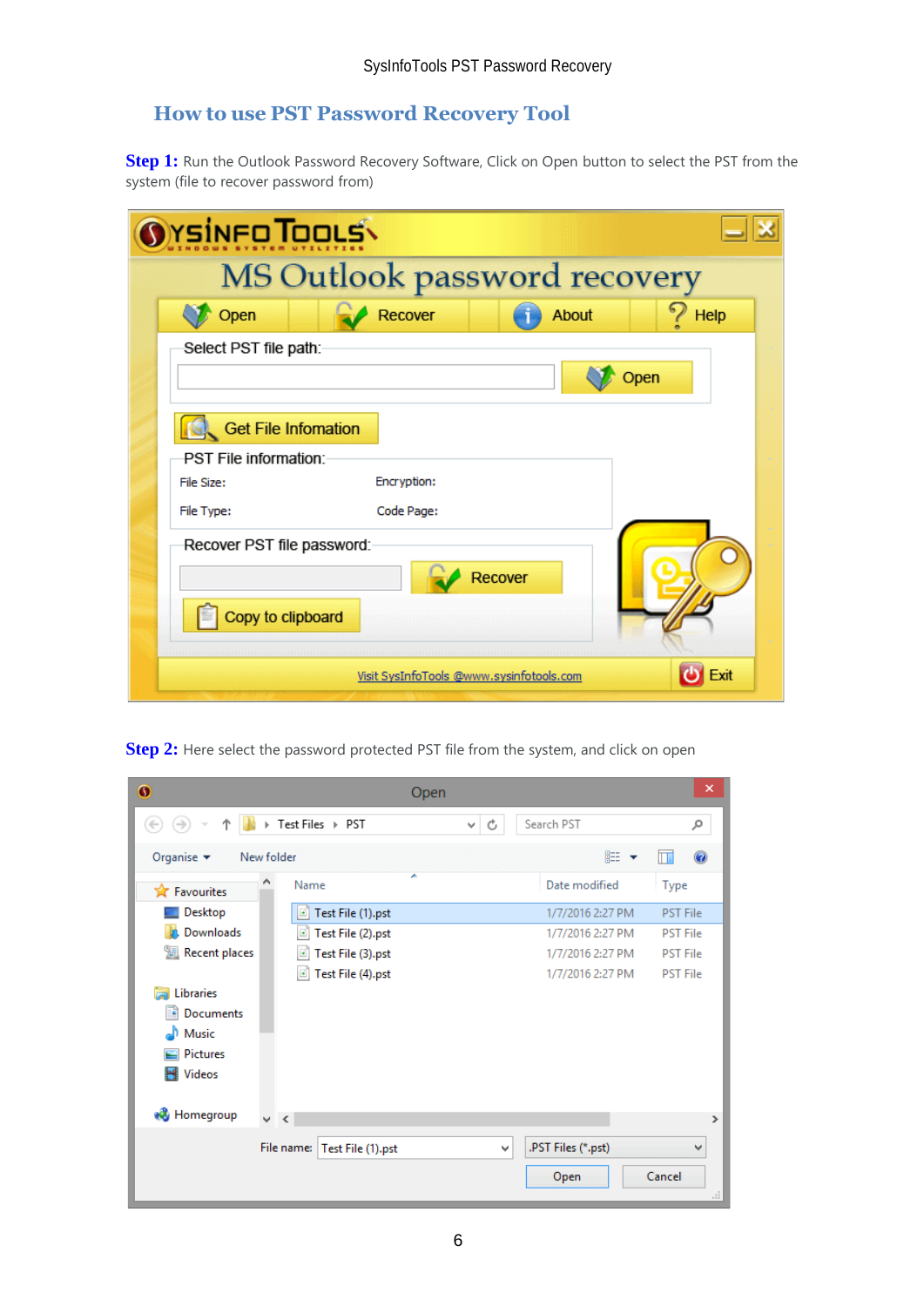## How to use PST Password Recovery Tool

**Step 1:** Run the Outlook Password Recovery Software, Click on Open button to select the PST from the system (file to recover password from)

**Step 2:** Here select the password protected PST file from the system, and click on open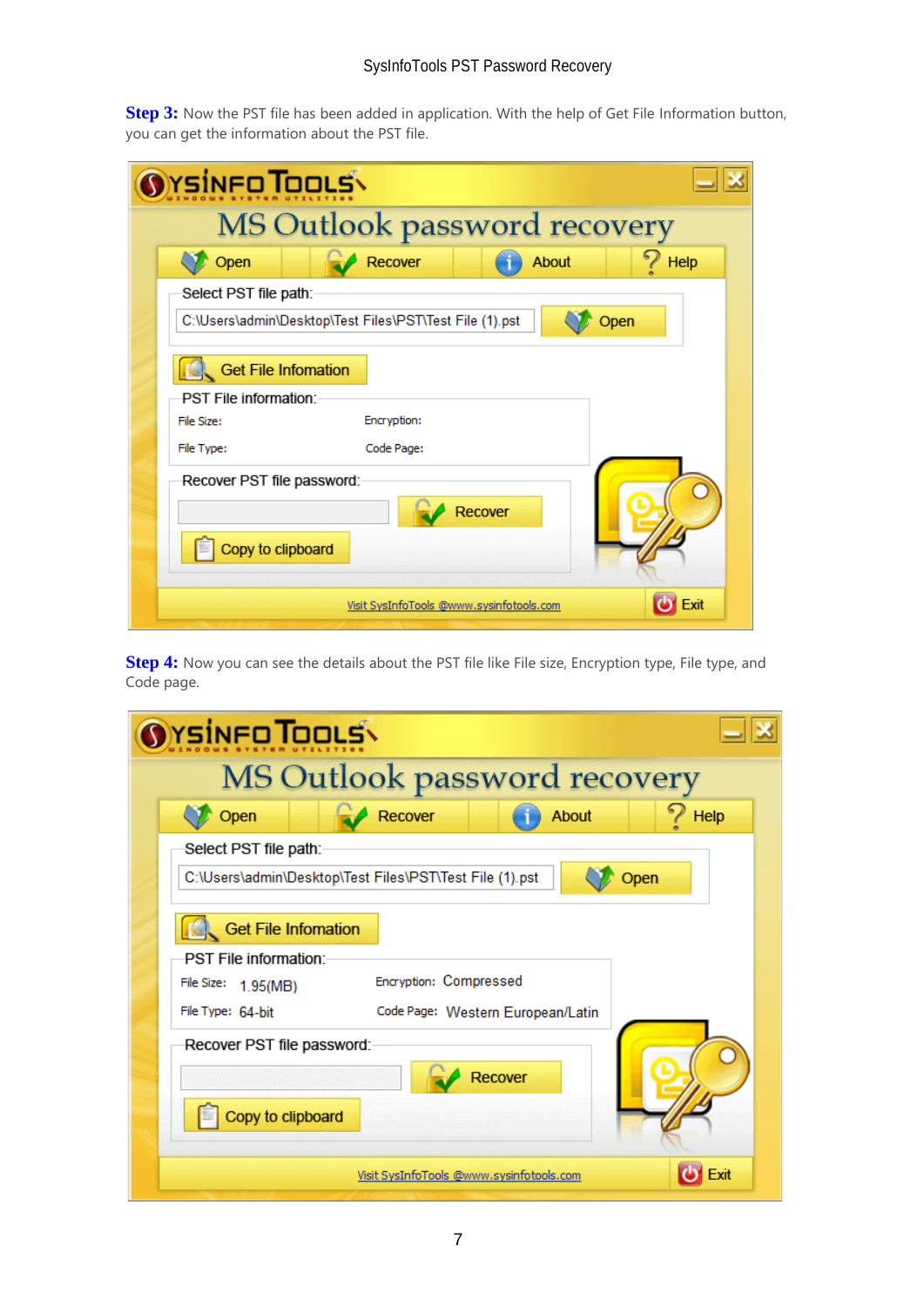**Step 3:** Now the PST file has been added in application. With the help of Get File Information button, you can get the information about the PST file.

**Step 4:** Now you can see the details about the PST file like File size, Encryption type, File type, and Code page.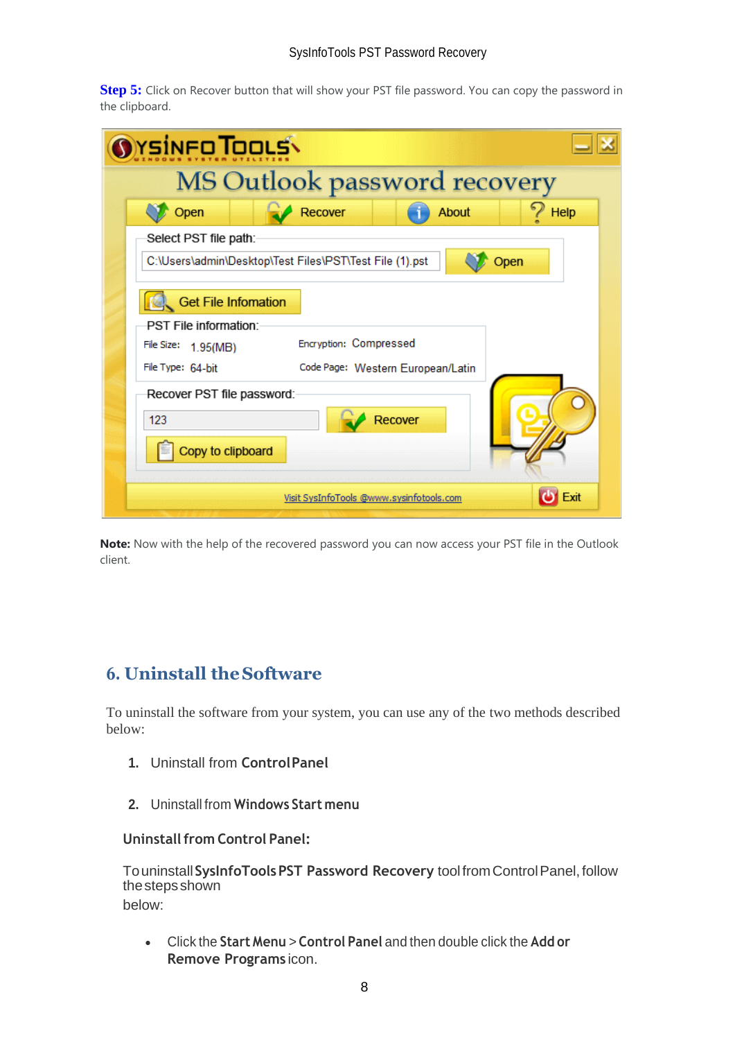**Step 5:** Click on Recover button that will show your PST file password. You can copy the password in the clipboard.

**Note:** Now with the help of the recovered password you can now access your PST file in the Outlook client.

## 6. Uninstall the Software

To uninstall the software from your system, you can use any of the two methods described below:

1. Uninstall from **Control Panel**
2. Uninstall from **Windows Start menu**

**Uninstall from Control Panel:**

To uninstall **SysInfoTools PST Password Recovery** tool from Control Panel, follow the steps shown below:

- Click the **Start Menu** > **Control Panel** and then double click the **Add or Remove Programs** icon.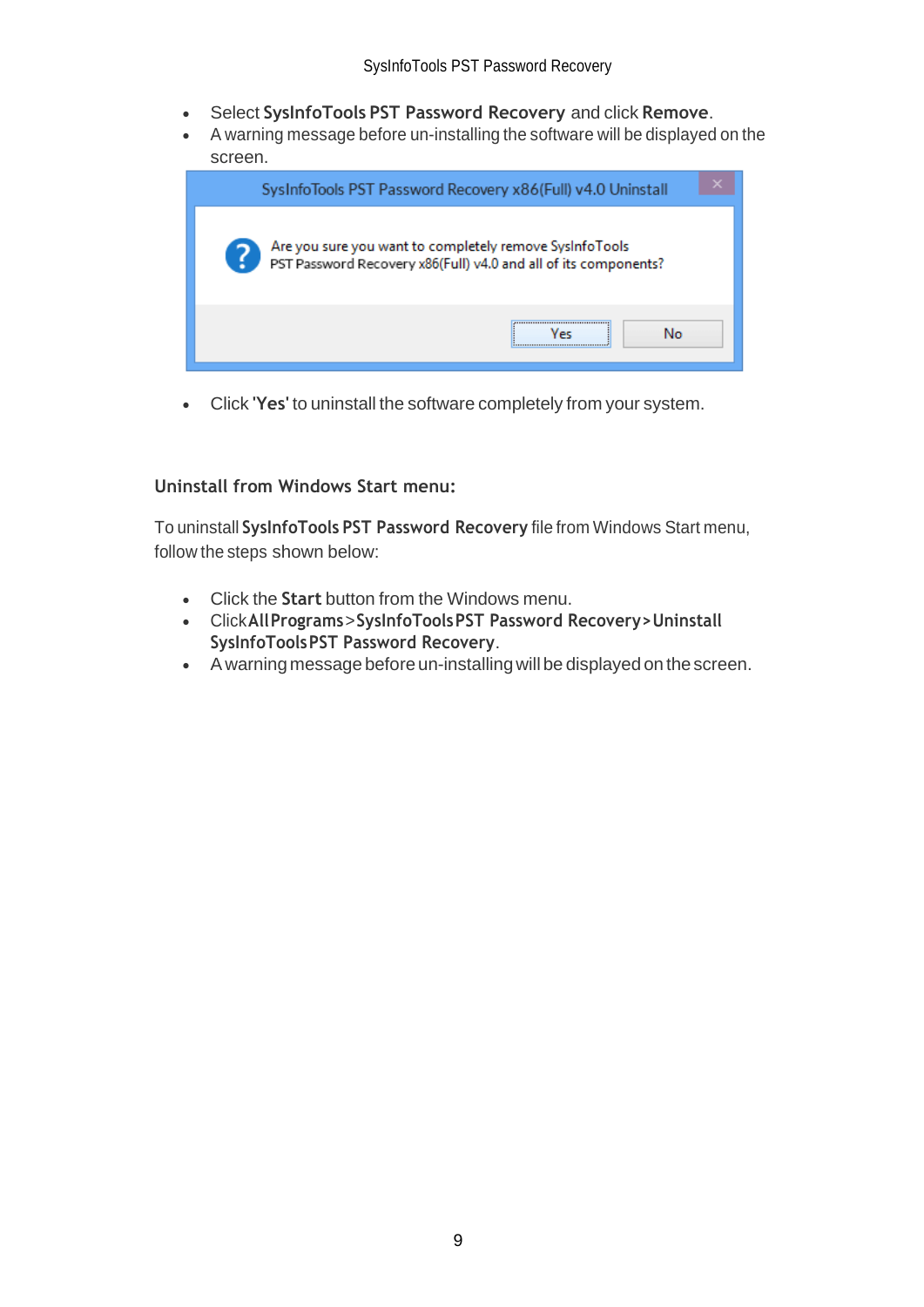- Select **SysInfoTools PST Password Recovery** and click **Remove**.
- A warning message before un-installing the software will be displayed on the screen.

- Click **'Yes'** to uninstall the software completely from your system.

### Uninstall from Windows Start menu:

To uninstall **SysInfoTools PST Password Recovery** file from Windows Start menu, follow the steps shown below:

- Click the **Start** button from the Windows menu.
- Click **All Programs** > **SysInfoTools PST Password Recovery** > **Uninstall SysInfoTools PST Password Recovery**.
- A warning message before un-installing will be displayed on the screen.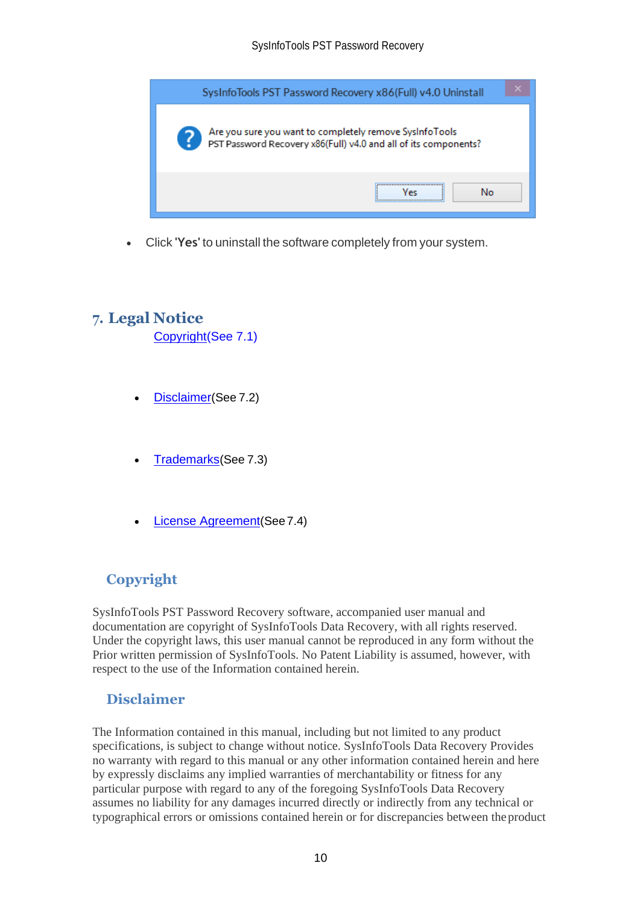- Click '**Yes**' to uninstall the software completely from your system.

# 7. Legal Notice

Copyright(See 7.1)

- Disclaimer(See 7.2)
- Trademarks(See 7.3)
- License Agreement(See 7.4)

## Copyright

SysInfoTools PST Password Recovery software, accompanied user manual and documentation are copyright of SysInfoTools Data Recovery, with all rights reserved. Under the copyright laws, this user manual cannot be reproduced in any form without the Prior written permission of SysInfoTools. No Patent Liability is assumed, however, with respect to the use of the Information contained herein.

## Disclaimer

The Information contained in this manual, including but not limited to any product specifications, is subject to change without notice. SysInfoTools Data Recovery Provides no warranty with regard to this manual or any other information contained herein and here by expressly disclaims any implied warranties of merchantability or fitness for any particular purpose with regard to any of the foregoing SysInfoTools Data Recovery assumes no liability for any damages incurred directly or indirectly from any technical or typographical errors or omissions contained herein or for discrepancies between the product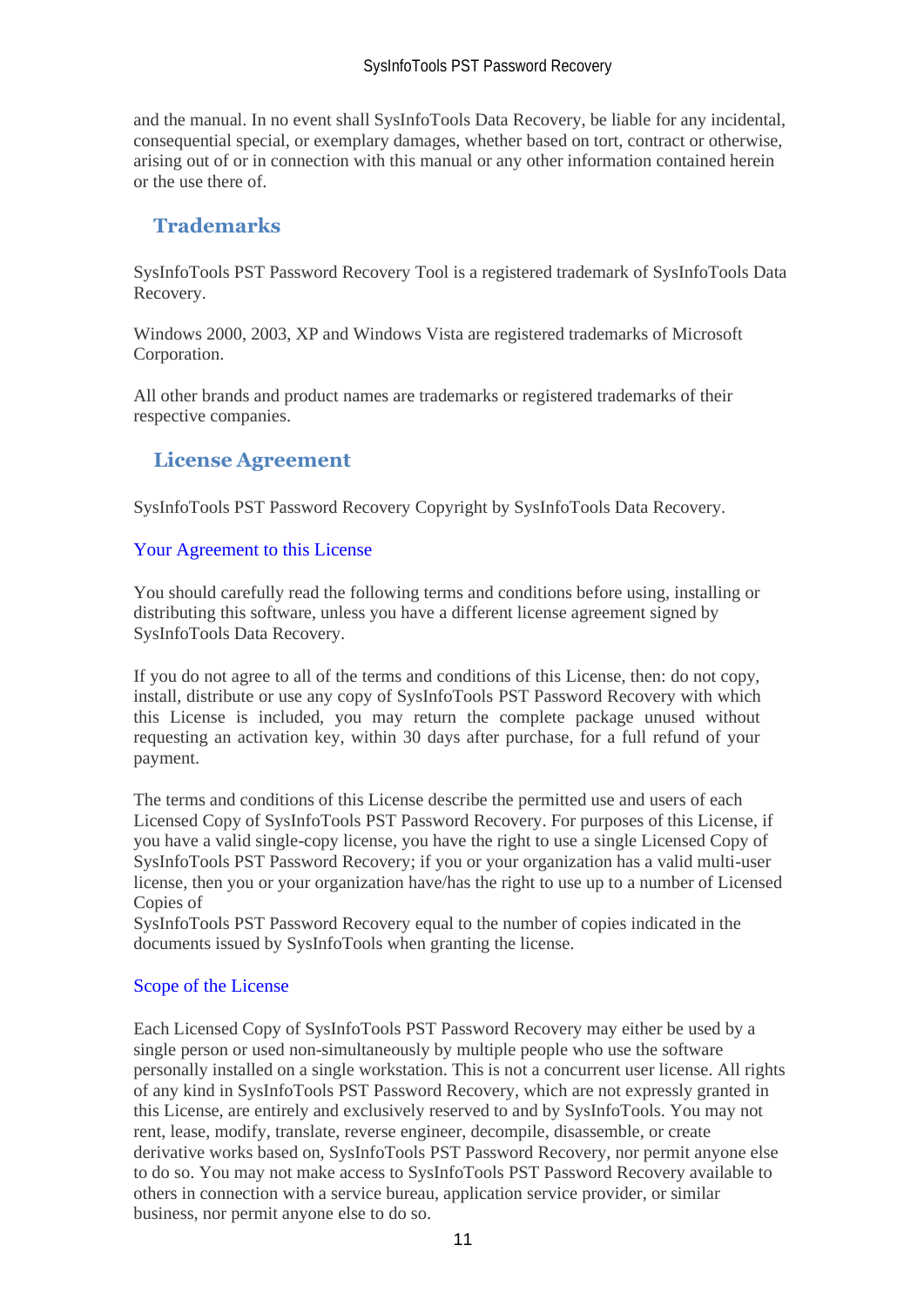and the manual. In no event shall SysInfoTools Data Recovery, be liable for any incidental, consequential special, or exemplary damages, whether based on tort, contract or otherwise, arising out of or in connection with this manual or any other information contained herein or the use there of.

## Trademarks

SysInfoTools PST Password Recovery Tool is a registered trademark of SysInfoTools Data Recovery.

Windows 2000, 2003, XP and Windows Vista are registered trademarks of Microsoft Corporation.

All other brands and product names are trademarks or registered trademarks of their respective companies.

## License Agreement

SysInfoTools PST Password Recovery Copyright by SysInfoTools Data Recovery.

### Your Agreement to this License

You should carefully read the following terms and conditions before using, installing or distributing this software, unless you have a different license agreement signed by SysInfoTools Data Recovery.

If you do not agree to all of the terms and conditions of this License, then: do not copy, install, distribute or use any copy of SysInfoTools PST Password Recovery with which this License is included, you may return the complete package unused without requesting an activation key, within 30 days after purchase, for a full refund of your payment.

The terms and conditions of this License describe the permitted use and users of each Licensed Copy of SysInfoTools PST Password Recovery. For purposes of this License, if you have a valid single-copy license, you have the right to use a single Licensed Copy of SysInfoTools PST Password Recovery; if you or your organization has a valid multi-user license, then you or your organization have/has the right to use up to a number of Licensed Copies of
SysInfoTools PST Password Recovery equal to the number of copies indicated in the documents issued by SysInfoTools when granting the license.

### Scope of the License

Each Licensed Copy of SysInfoTools PST Password Recovery may either be used by a single person or used non-simultaneously by multiple people who use the software personally installed on a single workstation. This is not a concurrent user license. All rights of any kind in SysInfoTools PST Password Recovery, which are not expressly granted in this License, are entirely and exclusively reserved to and by SysInfoTools. You may not rent, lease, modify, translate, reverse engineer, decompile, disassemble, or create derivative works based on, SysInfoTools PST Password Recovery, nor permit anyone else to do so. You may not make access to SysInfoTools PST Password Recovery available to others in connection with a service bureau, application service provider, or similar business, nor permit anyone else to do so.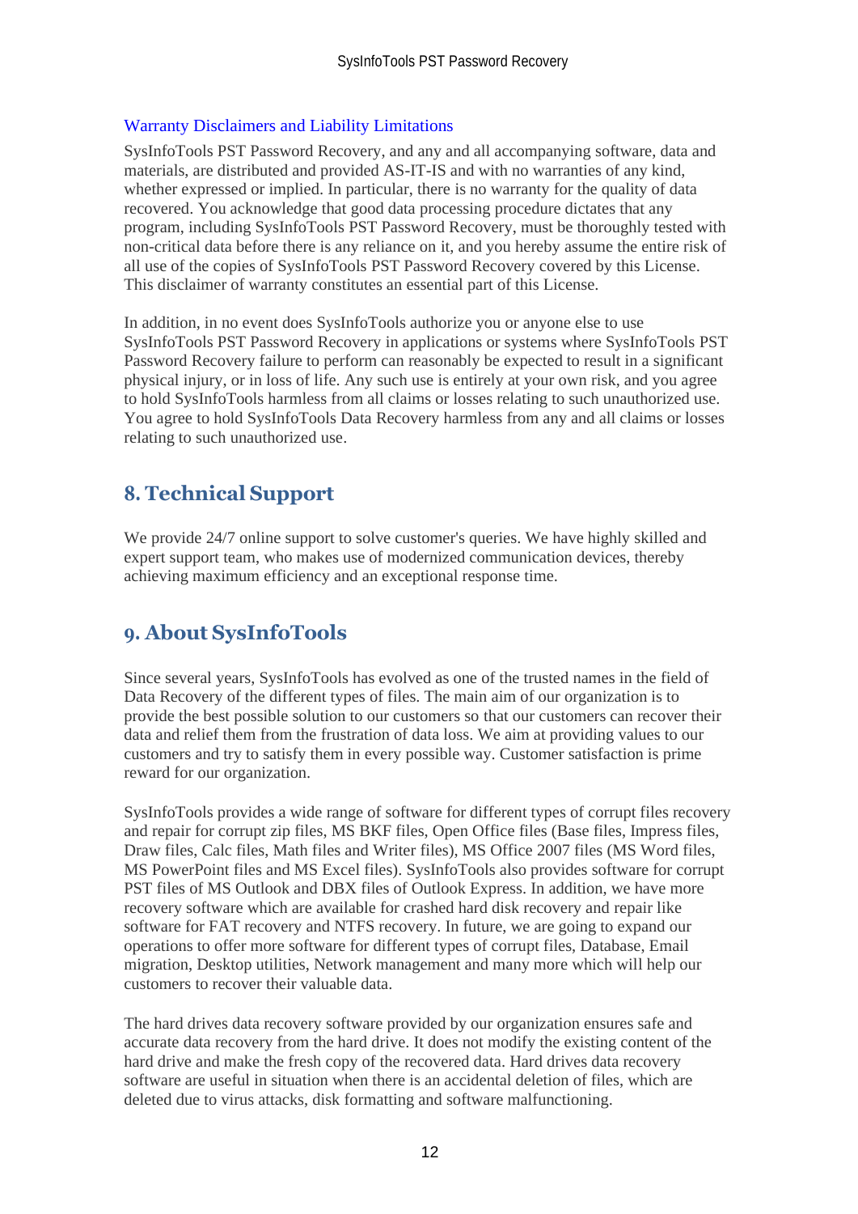### Warranty Disclaimers and Liability Limitations

SysInfoTools PST Password Recovery, and any and all accompanying software, data and materials, are distributed and provided AS-IT-IS and with no warranties of any kind, whether expressed or implied. In particular, there is no warranty for the quality of data recovered. You acknowledge that good data processing procedure dictates that any program, including SysInfoTools PST Password Recovery, must be thoroughly tested with non-critical data before there is any reliance on it, and you hereby assume the entire risk of all use of the copies of SysInfoTools PST Password Recovery covered by this License. This disclaimer of warranty constitutes an essential part of this License.

In addition, in no event does SysInfoTools authorize you or anyone else to use SysInfoTools PST Password Recovery in applications or systems where SysInfoTools PST Password Recovery failure to perform can reasonably be expected to result in a significant physical injury, or in loss of life. Any such use is entirely at your own risk, and you agree to hold SysInfoTools harmless from all claims or losses relating to such unauthorized use. You agree to hold SysInfoTools Data Recovery harmless from any and all claims or losses relating to such unauthorized use.

## 8. Technical Support

We provide 24/7 online support to solve customer's queries. We have highly skilled and expert support team, who makes use of modernized communication devices, thereby achieving maximum efficiency and an exceptional response time.

## 9. About SysInfoTools

Since several years, SysInfoTools has evolved as one of the trusted names in the field of Data Recovery of the different types of files. The main aim of our organization is to provide the best possible solution to our customers so that our customers can recover their data and relief them from the frustration of data loss. We aim at providing values to our customers and try to satisfy them in every possible way. Customer satisfaction is prime reward for our organization.

SysInfoTools provides a wide range of software for different types of corrupt files recovery and repair for corrupt zip files, MS BKF files, Open Office files (Base files, Impress files, Draw files, Calc files, Math files and Writer files), MS Office 2007 files (MS Word files, MS PowerPoint files and MS Excel files). SysInfoTools also provides software for corrupt PST files of MS Outlook and DBX files of Outlook Express. In addition, we have more recovery software which are available for crashed hard disk recovery and repair like software for FAT recovery and NTFS recovery. In future, we are going to expand our operations to offer more software for different types of corrupt files, Database, Email migration, Desktop utilities, Network management and many more which will help our customers to recover their valuable data.

The hard drives data recovery software provided by our organization ensures safe and accurate data recovery from the hard drive. It does not modify the existing content of the hard drive and make the fresh copy of the recovered data. Hard drives data recovery software are useful in situation when there is an accidental deletion of files, which are deleted due to virus attacks, disk formatting and software malfunctioning.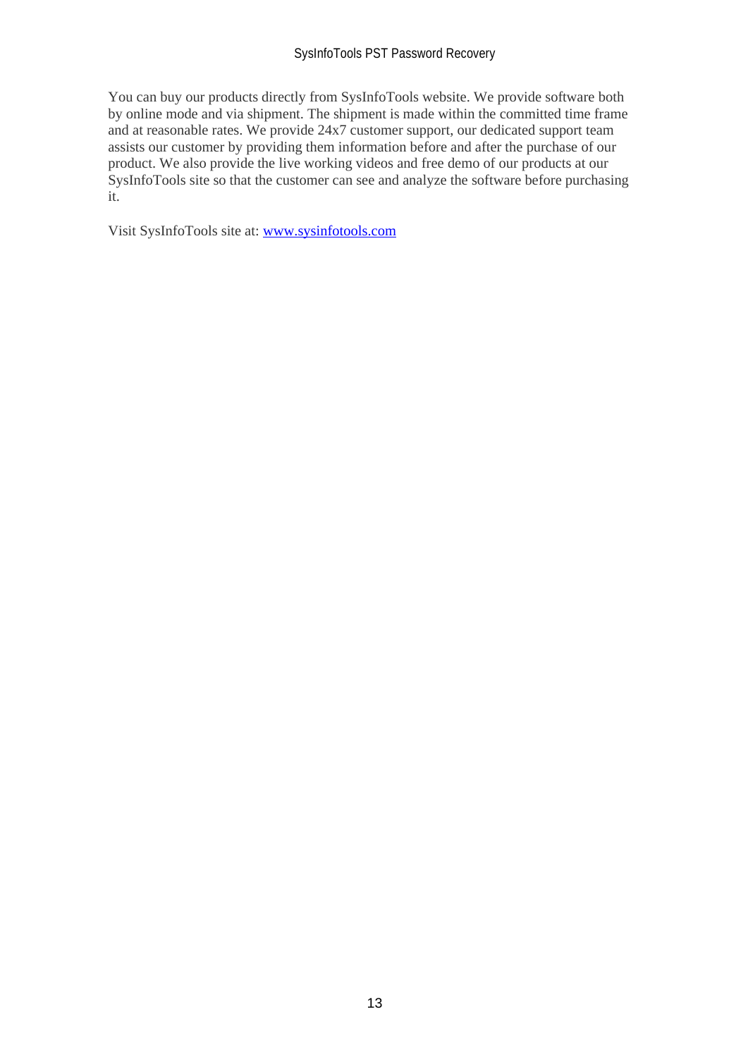You can buy our products directly from SysInfoTools website. We provide software both by online mode and via shipment. The shipment is made within the committed time frame and at reasonable rates. We provide 24x7 customer support, our dedicated support team assists our customer by providing them information before and after the purchase of our product. We also provide the live working videos and free demo of our products at our SysInfoTools site so that the customer can see and analyze the software before purchasing it.

Visit SysInfoTools site at: [www.sysinfotools.com](http://www.sysinfotools.com)